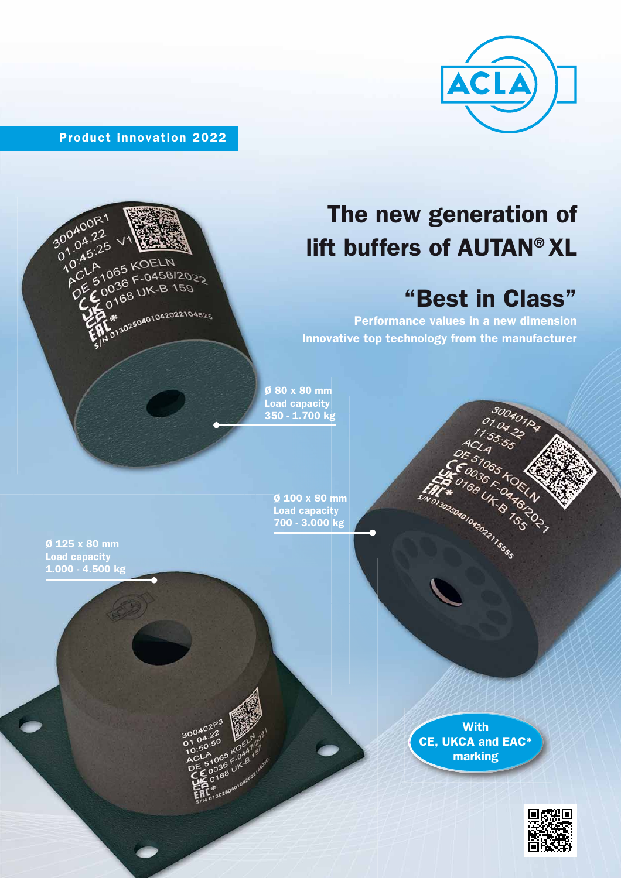Product innovation 2022

# The new generation of lift buffers of AUTAN® XL

## "Best in Class"

**Performance values in a new dimension**
**Innovative top technology from the manufacturer**

**Ø 80 x 80 mm**
**Load capacity**
**350 - 1.700 kg**

**Ø 100 x 80 mm**
**Load capacity**
**700 - 3.000 kg**

**Ø 125 x 80 mm**
**Load capacity**
**1.000 - 4.500 kg**

**With CE, UKCA and EAC* marking**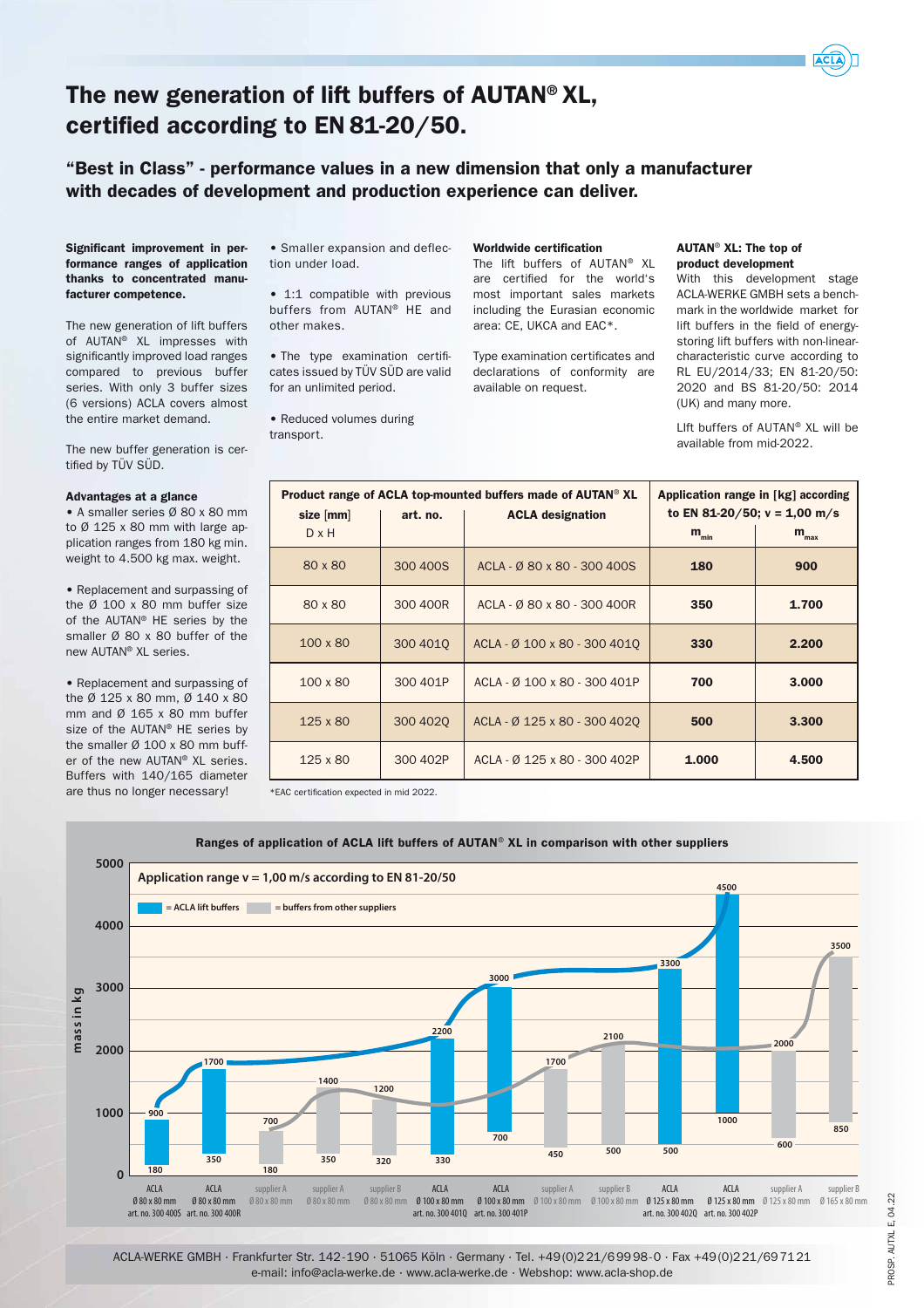# The new generation of lift buffers of AUTAN® XL, certified according to EN 81-20/50.

## "Best in Class" - performance values in a new dimension that only a manufacturer with decades of development and production experience can deliver.

**Significant improvement in performance ranges of application thanks to concentrated manufacturer competence.**

The new generation of lift buffers of AUTAN® XL impresses with significantly improved load ranges compared to previous buffer series. With only 3 buffer sizes (6 versions) ACLA covers almost the entire market demand.

The new buffer generation is certified by TÜV SÜD.

**Advantages at a glance**

- A smaller series Ø 80 x 80 mm to Ø 125 x 80 mm with large application ranges from 180 kg min. weight to 4.500 kg max. weight.
- Replacement and surpassing of the Ø 100 x 80 mm buffer size of the AUTAN® HE series by the smaller Ø 80 x 80 buffer of the new AUTAN® XL series.
- Replacement and surpassing of the Ø 125 x 80 mm, Ø 140 x 80 mm and Ø 165 x 80 mm buffer size of the AUTAN® HE series by the smaller Ø 100 x 80 mm buffer of the new AUTAN® XL series. Buffers with 140/165 diameter are thus no longer necessary!
- Smaller expansion and deflection under load.
- 1:1 compatible with previous buffers from AUTAN® HE and other makes.
- The type examination certificates issued by TÜV SÜD are valid for an unlimited period.
- Reduced volumes during transport.

**Worldwide certification**

The lift buffers of AUTAN® XL are certified for the world's most important sales markets including the Eurasian economic area: CE, UKCA and EAC*.

Type examination certificates and declarations of conformity are available on request.

**AUTAN® XL: The top of product development**

With this development stage ACLA-WERKE GMBH sets a benchmark in the worldwide market for lift buffers in the field of energy-storing lift buffers with non-linear-characteristic curve according to RL EU/2014/33; EN 81-20/50: 2020 and BS 81-20/50: 2014 (UK) and many more.

LIft buffers of AUTAN® XL will be available from mid-2022.

| Product range of ACLA top-mounted buffers made of AUTAN® XL | | | Application range in [kg] according to EN 81-20/50; v = 1,00 m/s | |
|---|---|---|---|---|
| size [mm] D x H | art. no. | ACLA designation | $m_{min}$ | $m_{max}$ |
| 80 x 80 | 300 400S | ACLA - Ø 80 x 80 - 300 400S | **180** | **900** |
| 80 x 80 | 300 400R | ACLA - Ø 80 x 80 - 300 400R | **350** | **1.700** |
| 100 x 80 | 300 401Q | ACLA - Ø 100 x 80 - 300 401Q | **330** | **2.200** |
| 100 x 80 | 300 401P | ACLA - Ø 100 x 80 - 300 401P | **700** | **3.000** |
| 125 x 80 | 300 402Q | ACLA - Ø 125 x 80 - 300 402Q | **500** | **3.300** |
| 125 x 80 | 300 402P | ACLA - Ø 125 x 80 - 300 402P | **1.000** | **4.500** |

*EAC certification expected in mid 2022.

**Ranges of application of ACLA lift buffers of AUTAN® XL in comparison with other suppliers**

Application range v = 1,00 m/s according to EN 81-20/50

= ACLA lift buffers = buffers from other suppliers

mass in kg

5000
4000
3000
2000
1000
0

ACLA Ø 80 x 80 mm art. no. 300 400S: 900, 180
ACLA Ø 80 x 80 mm art. no. 300 400R: 1700, 350
supplier A Ø 80 x 80 mm: 700, 180
supplier A Ø 80 x 80 mm: 1400, 350
supplier B Ø 80 x 80 mm: 1200, 320
ACLA Ø 100 x 80 mm art. no. 300 401Q: 2200, 330
ACLA Ø 100 x 80 mm art. no. 300 401P: 3000, 700
supplier A Ø 100 x 80 mm: 1700, 450
supplier B Ø 100 x 80 mm: 2100, 500
ACLA Ø 125 x 80 mm art. no. 300 402Q: 3300, 500
ACLA Ø 125 x 80 mm art. no. 300 402P: 4500, 1000
supplier A Ø 125 x 80 mm: 2000, 600
supplier B Ø 165 x 80 mm: 3500, 850

ACLA-WERKE GMBH · Frankfurter Str. 142-190 · 51065 Köln · Germany · Tel. +49(0)221/69998-0 · Fax +49(0)221/697121
e-mail: info@acla-werke.de · www.acla-werke.de · Webshop: www.acla-shop.de

PROSP. AUTXL E, 04.22